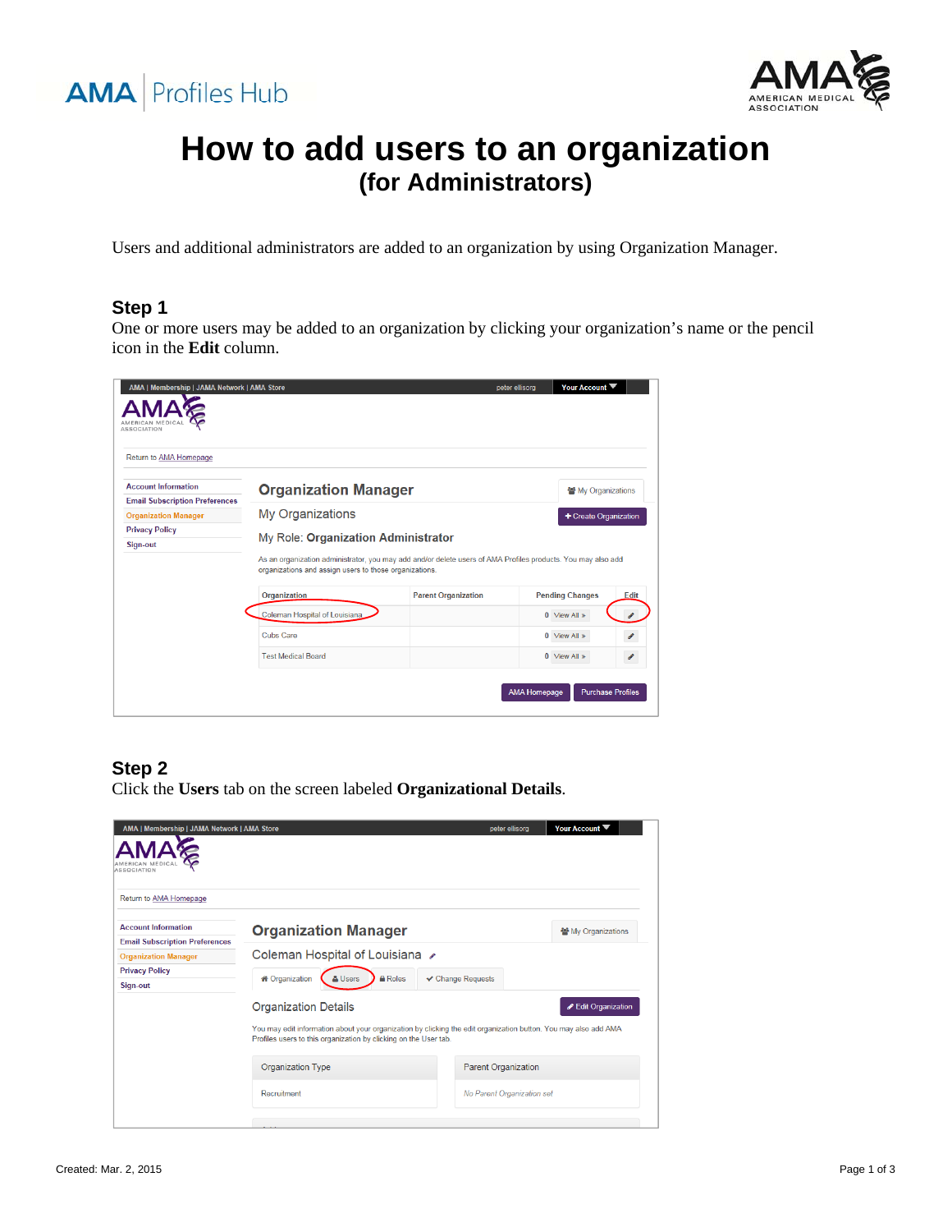# How to add users to an organization
## (for Administrators)

Users and additional administrators are added to an organization by using Organization Manager.

### Step 1

One or more users may be added to an organization by clicking your organization's name or the pencil icon in the **Edit** column.

### Step 2

Click the **Users** tab on the screen labeled **Organizational Details**.

Created: Mar. 2, 2015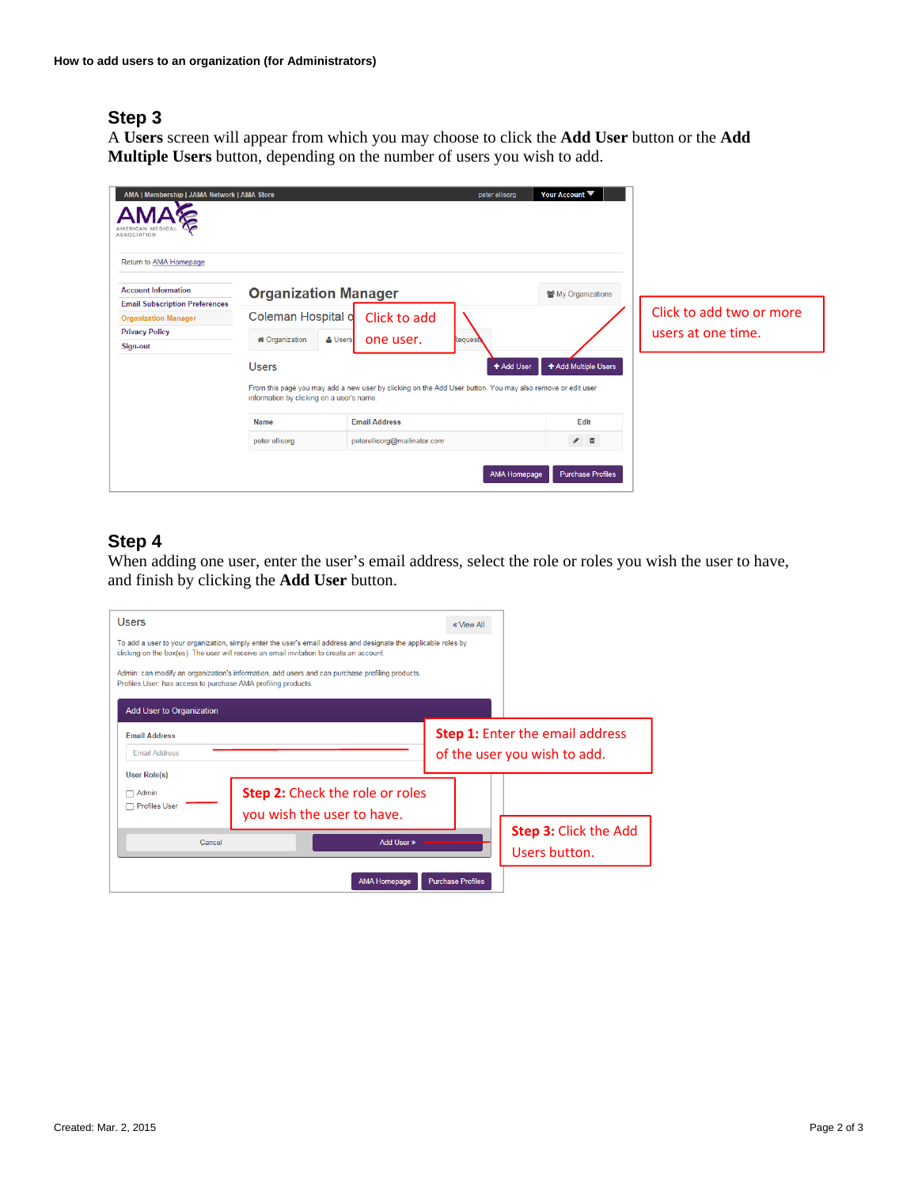## Step 3

A **Users** screen will appear from which you may choose to click the **Add User** button or the **Add Multiple Users** button, depending on the number of users you wish to add.

Click to add one user.

Click to add two or more users at one time.

## Step 4

When adding one user, enter the user's email address, select the role or roles you wish the user to have, and finish by clicking the **Add User** button.

**Step 1:** Enter the email address of the user you wish to add.

**Step 2:** Check the role or roles you wish the user to have.

**Step 3:** Click the Add Users button.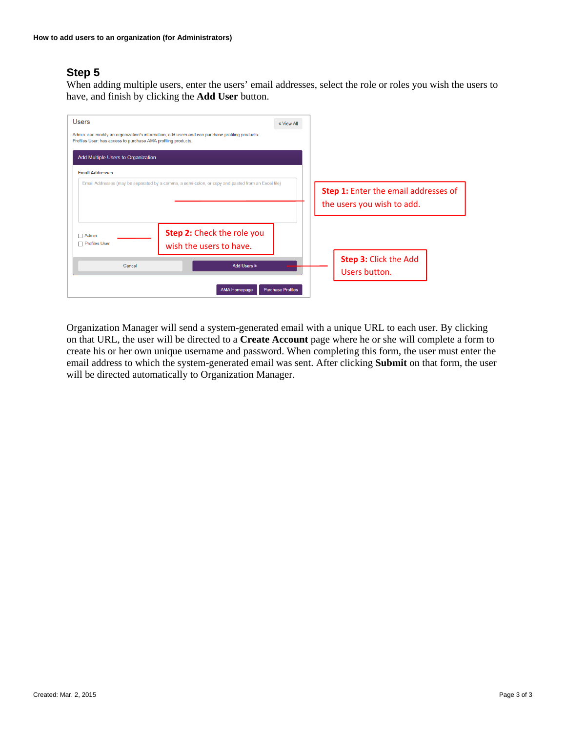## Step 5

When adding multiple users, enter the users' email addresses, select the role or roles you wish the users to have, and finish by clicking the **Add User** button.

Users

« View All

Admin: can modify an organization's information, add users and can purchase profiling products.
Profiles User: has access to purchase AMA profiling products.

Add Multiple Users to Organization

Email Addresses

Email Addresses (may be separated by a comma, a semi-colon, or copy and pasted from an Excel file)

Admin

Profiles User

Cancel

Add Users »

AMA Homepage

Purchase Profiles

**Step 1:** Enter the email addresses of the users you wish to add.

**Step 2:** Check the role you wish the users to have.

**Step 3:** Click the Add Users button.

Organization Manager will send a system-generated email with a unique URL to each user. By clicking on that URL, the user will be directed to a **Create Account** page where he or she will complete a form to create his or her own unique username and password. When completing this form, the user must enter the email address to which the system-generated email was sent. After clicking **Submit** on that form, the user will be directed automatically to Organization Manager.